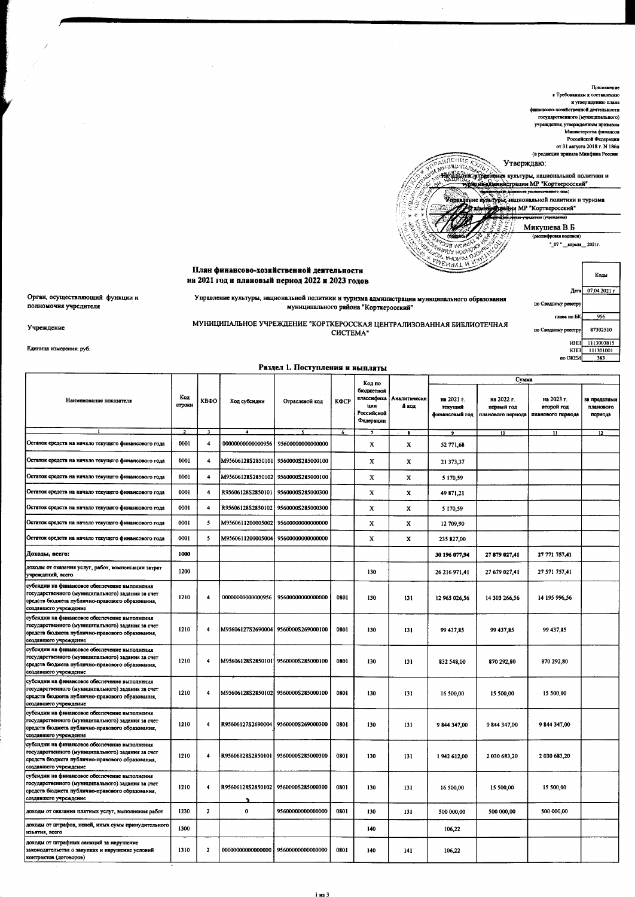Приложение
к Требованиям к составлению
и утверждению плана
финансово-хозяйственной деятельности
государственного (муниципального)
учреждения, утвержденным приказом
Министерства финансов
Российской Федерации
от 31 августа 2018 г. N 186н
(в редакции приказа Минфина России

Утверждаю:

Начальник управления культуры, национальной политики и туризма администрации МР "Корткеросский"
(наименование должности уполномоченного лица)

Управление культуры, национальной политики и туризма администрации МР "Корткеросский"
(наименование органа-учредителя (учреждения)

Микушева В.Б
(подпись) (расшифровка подписи)

"_07_" __апреля__ 2021г.

## План финансово-хозяйственной деятельности на 2021 год и плановый период 2022 и 2023 годов

| | | | Коды |
|---|---|---|---|
| | | Дата | 07.04.2021 г |
| Орган, осуществляющий функции и полномочия учредителя | Управление культуры, национальной политики и туризма администрации муниципального образования муниципального района "Корткеросский" | по Сводному реестру | |
| | | глава по БК | 956 |
| Учреждение | МУНИЦИПАЛЬНОЕ УЧРЕЖДЕНИЕ "КОРТКЕРОССКАЯ ЦЕНТРАЛИЗОВАННАЯ БИБЛИОТЕЧНАЯ СИСТЕМА" | по Сводному реестру | 87302510 |
| | | ИНН | 1113003815 |
| | | КПП | 111301001 |
| Единица измерения: руб. | | по ОКЕИ | 383 |

### Раздел 1. Поступления и выплаты

| Наименование показателя | Код строки | КВФО | Код субсидии | Отраслевой код | КФСР | Код по бюджетной классификации Российской Федерации | Аналитический код | Сумма | | | |
|---|---|---|---|---|---|---|---|---|---|---|---|
| | | | | | | | | на 2021 г. текущий финансовый год | на 2022 г. первый год планового периода | на 2023 г. второй год планового периода | за пределами планового периода |
| 1 | 2 | 3 | 4 | 5 | 6 | 7 | 8 | 9 | 10 | 11 | 12 |
| Остаток средств на начало текущего финансового года | 0001 | 4 | 00000000000000956 | 95600000000000000 | | X | X | 52 771,68 | | | |
| Остаток средств на начало текущего финансового года | 0001 | 4 | M95606128S2850101 | 9560000S285000100 | | X | X | 21 373,37 | | | |
| Остаток средств на начало текущего финансового года | 0001 | 4 | M95606128S2850102 | 9560000S285000100 | | X | X | 5 170,59 | | | |
| Остаток средств на начало текущего финансового года | 0001 | 4 | R95606128S2850101 | 9560000S285000300 | | X | X | 49 871,21 | | | |
| Остаток средств на начало текущего финансового года | 0001 | 4 | R95606128S2850102 | 9560000S285000300 | | X | X | 5 170,59 | | | |
| Остаток средств на начало текущего финансового года | 0001 | 5 | M956061120000500 2 | 95600000000000000 | | X | X | 12 709,90 | | | |
| Остаток средств на начало текущего финансового года | 0001 | 5 | M9560611200005004 | 95600000000000000 | | X | X | 235 827,00 | | | |
| **Доходы, всего:** | **1000** | | | | | | | **30 196 077,94** | **27 879 027,41** | **27 771 757,41** | |
| доходы от оказания услуг, работ, компенсации затрат учреждений, всего | 1200 | | | | | 130 | | 26 216 971,41 | 27 679 027,41 | 27 571 757,41 | |
| субсидии на финансовое обеспечение выполнения государственного (муниципального) задания за счет средств бюджета публично-правового образования, создавшего учреждение | 1210 | 4 | 00000000000000956 | 95600000000000000 | 0801 | 130 | 131 | 12 965 026,56 | 14 303 266,56 | 14 195 996,56 | |
| субсидии на финансовое обеспечение выполнения государственного (муниципального) задания за счет средств бюджета публично-правового образования, создавшего учреждение | 1210 | 4 | M95606127S2690004 | 9560000S269000100 | 0801 | 130 | 131 | 99 437,85 | 99 437,85 | 99 437,85 | |
| субсидии на финансовое обеспечение выполнения государственного (муниципального) задания за счет средств бюджета публично-правового образования, создавшего учреждение | 1210 | 4 | M95606128S2850101 | 9560000S285000100 | 0801 | 130 | 131 | 832 548,00 | 870 292,80 | 870 292,80 | |
| субсидии на финансовое обеспечение выполнения государственного (муниципального) задания за счет средств бюджета публично-правового образования, создавшего учреждение | 1210 | 4 | M95606128S2850102 | 9560000S285000100 | 0801 | 130 | 131 | 16 500,00 | 15 500,00 | 15 500,00 | |
| субсидии на финансовое обеспечение выполнения государственного (муниципального) задания за счет средств бюджета публично-правового образования, создавшего учреждение | 1210 | 4 | R95606127S2690004 | 9560000S269000300 | 0801 | 130 | 131 | 9 844 347,00 | 9 844 347,00 | 9 844 347,00 | |
| субсидии на финансовое обеспечение выполнения государственного (муниципального) задания за счет средств бюджета публично-правового образования, создавшего учреждение | 1210 | 4 | R95606128S2850101 | 9560000S285000300 | 0801 | 130 | 131 | 1 942 612,00 | 2 030 683,20 | 2 030 683,20 | |
| субсидии на финансовое обеспечение выполнения государственного (муниципального) задания за счет средств бюджета публично-правового образования, создавшего учреждение | 1210 | 4 | R95606128S2850102 | 9560000S285000300 | 0801 | 130 | 131 | 16 500,00 | 15 500,00 | 15 500,00 | |
| доходы от оказания платных услуг, выполнения работ | 1230 | 2 | 0 | 95600000000000000 | 0801 | 130 | 131 | 500 000,00 | 500 000,00 | 500 000,00 | |
| доходы от штрафов, пеней, иных сумм принудительного изъятия, всего | 1300 | | | | | 140 | | 106,22 | | | |
| доходы от штрафных санкций за нарушение законодательства о закупках и нарушение условий контрактов (договоров) | 1310 | 2 | 00000000000000000 | 95600000000000000 | 0801 | 140 | 141 | 106,22 | | | |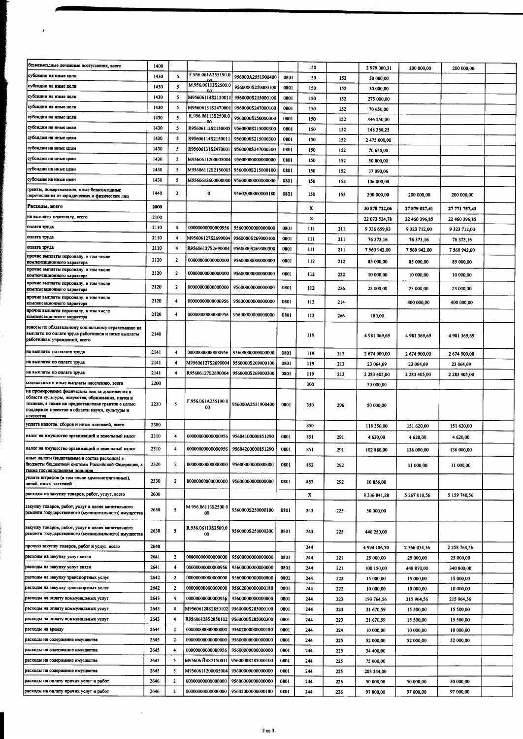| безвозмездные денежные поступления, всего | 1400 | | | | | 150 | | 3 979 000,31 | 200 000,00 | 200 000,00 | |
|---|---|---|---|---|---|---|---|---|---|---|---|
| субсидии на иные цели | 1430 | 5 | F.956.061A255190.0 00 | 956000A2551900400 | 0801 | 150 | 152 | 50 000,00 | | | |
| субсидии на иные цели | 1430 | 5 | M.956.06113S2500.0 00 | 9560000S250000100 | 0801 | 150 | 152 | 50 000,00 | | | |
| субсидии на иные цели | 1430 | 5 | M95606114S2150011 | 9560000S215000100 | 0801 | 150 | 152 | 275 000,00 | | | |
| субсидии на иные цели | 1430 | 5 | M95606131S2470001 | 9560000S247000100 | 0801 | 150 | 152 | 70 650,00 | | | |
| субсидии на иные цели | 1430 | 5 | R.956.06113S2500.0 00 | 9560000S250000300 | 0801 | 150 | 152 | 446 250,00 | | | |
| субсидии на иные цели | 1430 | 5 | R95606112S2150005 | 9560000S215000300 | 0801 | 150 | 152 | 148 360,25 | | | |
| субсидии на иные цели | 1430 | 5 | R95606114S2150011 | 9560000S215000300 | 0801 | 150 | 152 | 2 475 000,00 | | | |
| субсидии на иные цели | 1430 | 5 | R95606131S2470001 | 9560000S247000300 | 0801 | 150 | 152 | 70 650,00 | | | |
| субсидии на иные цели | 1430 | 5 | M9560611200005004 | 95600000000000000 | 0801 | 150 | 152 | 50 000,00 | | | |
| субсидии на иные цели | 1430 | 5 | M95606112S2150005 | 9560000S215000100 | 0801 | 150 | 152 | 37 090,06 | | | |
| субсидии на иные цели | 1430 | 5 | M9560612600000000 | 95600000000000000 | 0801 | 150 | 152 | 106 000,00 | | | |
| гранты, пожертвования, иные безвозмездные перечисления от юридических и физических лиц | 1440 | 2 | 0 | 95602000000000180 | 0801 | 150 | 155 | 200 000,00 | 200 000,00 | 200 000,00 | |
| **Расходы, всего** | **2000** | | | | | **X** | | **30 578 722,06** | **27 879 027,41** | **27 771 757,41** | |
| на выплаты персоналу, всего | 2100 | | | | | X | | 22 073 524,78 | 22 460 396,85 | 22 460 396,85 | |
| оплата труда | 2110 | 4 | 00000000000000956 | 95600000000000000 | 0801 | 111 | 211 | 9 336 659,93 | 9 323 712,00 | 9 323 712,00 | |
| оплата труда | 2110 | 4 | M95606127S2690004 | 9560000S269000100 | 0801 | 111 | 211 | 76 373,16 | 76 373,16 | 76 373,16 | |
| оплата труда | 2110 | 4 | R95606127S2690004 | 9560000S269000300 | 0801 | 111 | 211 | 7 560 942,00 | 7 560 942,00 | 7 560 942,00 | |
| прочие выплаты персоналу, в том числе компенсационного характера | 2120 | 2 | 00000000000000000 | 95600000000000000 | 0801 | 112 | 212 | 85 000,00 | 85 000,00 | 85 000,00 | |
| прочие выплаты персоналу, в том числе компенсационного характера | 2120 | 2 | 00000000000000000 | 95600000000000000 | 0801 | 112 | 222 | 10 000,00 | 10 000,00 | 10 000,00 | |
| прочие выплаты персоналу, в том числе компенсационного характера | 2120 | 2 | 00000000000000000 | 95600000000000000 | 0801 | 112 | 226 | 23 000,00 | 23 000,00 | 23 000,00 | |
| прочие выплаты персоналу, в том числе компенсационного характера | 2120 | 4 | 00000000000000956 | 95600000000000000 | 0801 | 112 | 214 | | 400 000,00 | 400 000,00 | |
| прочие выплаты персоналу, в том числе компенсационного характера | 2120 | 4 | 00000000000000956 | 95600000000000000 | 0801 | 112 | 266 | 180,00 | | | |
| взносы по обязательному социальному страхованию на выплаты по оплате труда работников и иные выплаты работникам учреждений, всего | 2140 | | | | | 119 | | 4 981 369,69 | 4 981 369,69 | 4 981 369,69 | |
| на выплаты по оплате труда | 2141 | 4 | 00000000000000956 | 95600000000000000 | 0801 | 119 | 213 | 2 674 900,00 | 2 674 900,00 | 2 674 900,00 | |
| на выплаты по оплате труда | 2141 | 4 | M95606127S2690004 | 9560000S269000100 | 0801 | 119 | 213 | 23 064,69 | 23 064,69 | 23 064,69 | |
| на выплаты по оплате труда | 2141 | 4 | R95606127S2690004 | 9560000S269000300 | 0801 | 119 | 213 | 2 283 405,00 | 2 283 405,00 | 2 283 405,00 | |
| социальные и иные выплаты населению, всего | 2200 | | | | | 300 | | 50 000,00 | | | |
| на премирование физических лиц за достижения в области культуры, искусства, образования, науки и техники, а также на предоставление грантов с целью поддержки проектов в области науки, культуры и искусства | 2230 | 5 | F.956.061A255190.0 00 | 956000A2551900400 | 0801 | 350 | 296 | 50 000,00 | | | |
| уплата налогов, сборов и иных платежей, всего | 2300 | | | | | 850 | | 118 356,00 | 151 620,00 | 151 620,00 | |
| налог на имущество организаций и земельный налог | 2310 | 4 | 00000000000000956 | 95604100000851290 | 0801 | 851 | 291 | 4 620,00 | 4 620,00 | 4 620,00 | |
| налог на имущество организаций и земельный налог | 2310 | 4 | 00000000000000956 | 95604200000851290 | 0801 | 851 | 291 | 102 880,00 | 136 000,00 | 136 000,00 | |
| иные налоги (включаемые в состав расходов) в бюджеты бюджетной системы Российской Федерации, а также государственная пошлина | 2320 | 2 | 00000000000000000 | 95600000000000000 | 0801 | 852 | 292 | | 11 000,00 | 11 000,00 | |
| уплата штрафов (в том числе административных), пеней, иных платежей | 2330 | 2 | 00000000000000000 | 95600000000000000 | 0801 | 853 | 292 | 10 856,00 | | | |
| расходы на закупку товаров, работ, услуг, всего | 2600 | | | | | X | | 8 336 841,28 | 5 267 010,56 | 5 159 740,56 | |
| закупку товаров, работ, услуг в целях капитального ремонта государственного (муниципального) имущества | 2630 | 5 | M.956.06113S2500.0 00 | 9560000S250000100 | 0801 | 243 | 225 | 50 000,00 | | | |
| закупку товаров, работ, услуг в целях капитального ремонта государственного (муниципального) имущества | 2630 | 5 | R.956.06113S2500.0 00 | 9560000S250000300 | 0801 | 243 | 225 | 446 250,00 | | | |
| прочую закупку товаров, работ и услуг, всего | 2640 | | | | | 244 | | 4 994 186,70 | 2 366 034,56 | 2 258 764,56 | |
| расходы на закупку услуг связи | 2641 | 2 | 00000000000000000 | 95600000000000000 | 0801 | 244 | 221 | 25 000,00 | 25 000,00 | 25 000,00 | |
| расходы на закупку услуг связи | 2641 | 4 | 00000000000000956 | 95600000000000000 | 0801 | 244 | 221 | 100 150,00 | 448 070,00 | 340 800,00 | |
| расходы на закупку транспортных услуг | 2642 | 2 | 00000000000000000 | 95600000000000000 | 0801 | 244 | 222 | 15 000,00 | 15 000,00 | 15 000,00 | |
| расходы на закупку транспортных услуг | 2642 | 2 | 00000000000000000 | 95602000000000180 | 0801 | 244 | 222 | 10 000,00 | 10 000,00 | 10 000,00 | |
| расходы на оплату коммунальных услуг | 2643 | 4 | 00000000000000956 | 95600000000000000 | 0801 | 244 | 223 | 193 764,56 | 215 964,56 | 215 964,56 | |
| расходы на оплату коммунальных услуг | 2643 | 4 | M95606128S2850102 | 9560000S285000100 | 0801 | 244 | 223 | 21 670,59 | 15 500,00 | 15 500,00 | |
| расходы на оплату коммунальных услуг | 2643 | 4 | R95606128S2850102 | 9560000S285000300 | 0801 | 244 | 223 | 21 670,59 | 15 500,00 | 15 500,00 | |
| расходы на аренду | 2644 | 2 | 00000000000000000 | 95602000000000180 | 0801 | 244 | 224 | 10 000,00 | 10 000,00 | 10 000,00 | |
| расходы на содержание имущества | 2645 | 2 | 00000000000000000 | 95600000000000000 | 0801 | 244 | 225 | 52 000,00 | 52 000,00 | 52 000,00 | |
| расходы на содержание имущества | 2645 | 4 | 00000000000000956 | 95600000000000000 | 0801 | 244 | 225 | 34 400,00 | | | |
| расходы на содержание имущества | 2645 | 5 | M95606114S2150011 | 9560000S285000100 | 0801 | 244 | 225 | 75 000,00 | | | |
| расходы на содержание имущества | 2645 | 5 | M9560611200005004 | 95600000000000000 | 0801 | 244 | 225 | 203 344,00 | | | |
| расходы на оплату прочих услуг и работ | 2646 | 2 | 00000000000000000 | 95600000000000000 | 0801 | 244 | 226 | 50 000,00 | 50 000,00 | 50 000,00 | |
| расходы на оплату прочих услуг и работ | 2646 | 2 | 00000000000000000 | 95602000000000180 | 0801 | 244 | 226 | 97 000,00 | 97 000,00 | 97 000,00 | |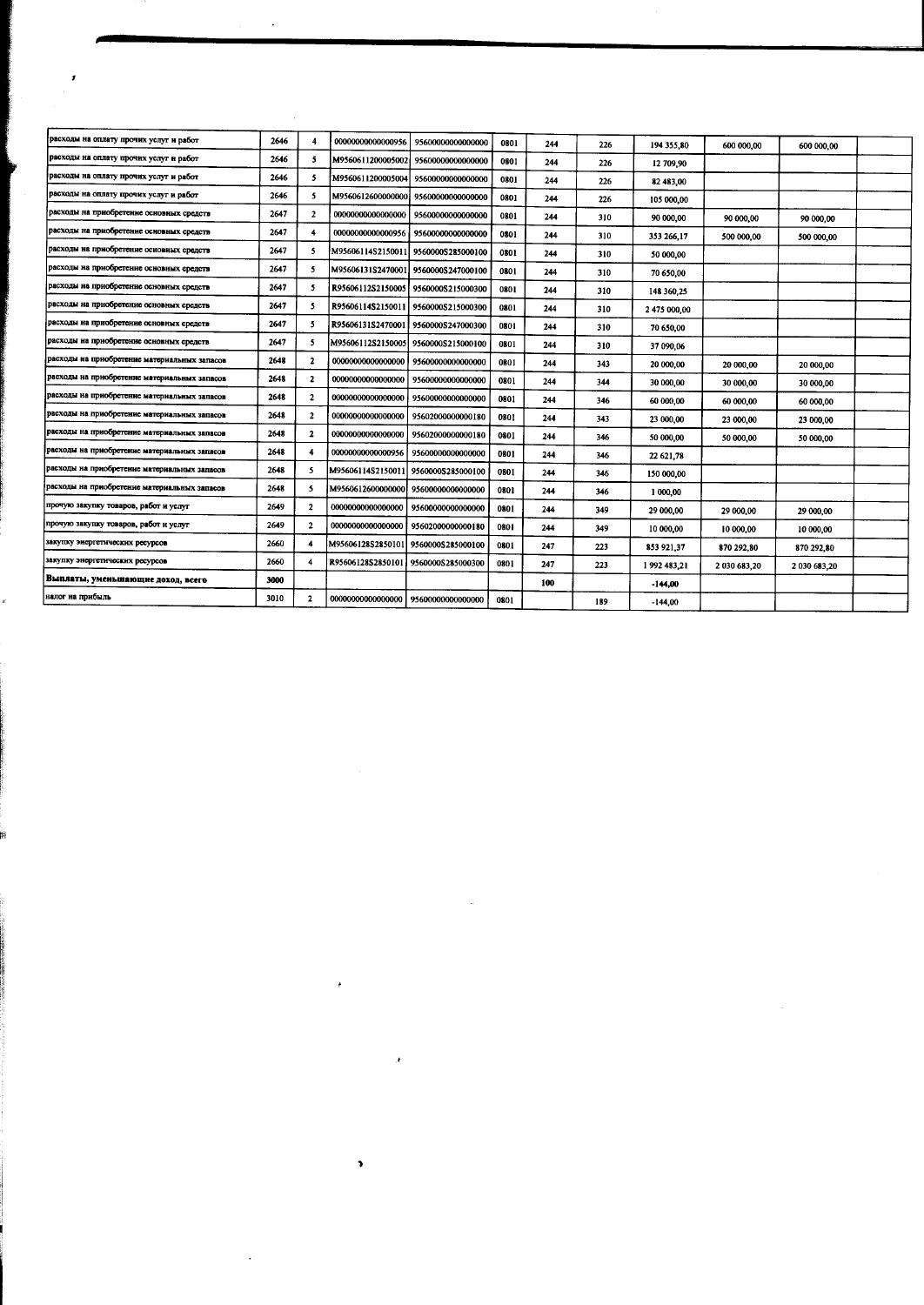| | | | | | | | | | | | |
|---|---|---|---|---|---|---|---|---|---|---|---|
| расходы на оплату прочих услуг и работ | 2646 | 4 | 00000000000000956 | 95600000000000000 | 0801 | 244 | 226 | 194 355,80 | 600 000,00 | 600 000,00 | |
| расходы на оплату прочих услуг и работ | 2646 | 5 | M9560611200005002 | 95600000000000000 | 0801 | 244 | 226 | 12 709,90 | | | |
| расходы на оплату прочих услуг и работ | 2646 | 5 | M9560611200005004 | 95600000000000000 | 0801 | 244 | 226 | 82 483,00 | | | |
| расходы на оплату прочих услуг и работ | 2646 | 5 | M9560612600000000 | 95600000000000000 | 0801 | 244 | 226 | 105 000,00 | | | |
| расходы на приобретение основных средств | 2647 | 2 | 00000000000000000 | 95600000000000000 | 0801 | 244 | 310 | 90 000,00 | 90 000,00 | 90 000,00 | |
| расходы на приобретение основных средств | 2647 | 4 | 00000000000000956 | 95600000000000000 | 0801 | 244 | 310 | 353 266,17 | 500 000,00 | 500 000,00 | |
| расходы на приобретение основных средств | 2647 | 5 | M95606114S2150011 | 9560000S285000100 | 0801 | 244 | 310 | 50 000,00 | | | |
| расходы на приобретение основных средств | 2647 | 5 | M95606131S2470001 | 9560000S247000100 | 0801 | 244 | 310 | 70 650,00 | | | |
| расходы на приобретение основных средств | 2647 | 5 | R95606112S2150005 | 9560000S215000300 | 0801 | 244 | 310 | 148 360,25 | | | |
| расходы на приобретение основных средств | 2647 | 5 | R95606114S2150011 | 9560000S215000300 | 0801 | 244 | 310 | 2 475 000,00 | | | |
| расходы на приобретение основных средств | 2647 | 5 | R95606131S2470001 | 9560000S247000300 | 0801 | 244 | 310 | 70 650,00 | | | |
| расходы на приобретение основных средств | 2647 | 5 | M95606112S2150005 | 9560000S215000100 | 0801 | 244 | 310 | 37 090,06 | | | |
| расходы на приобретение материальных запасов | 2648 | 2 | 00000000000000000 | 95600000000000000 | 0801 | 244 | 343 | 20 000,00 | 20 000,00 | 20 000,00 | |
| расходы на приобретение материальных запасов | 2648 | 2 | 00000000000000000 | 95600000000000000 | 0801 | 244 | 344 | 30 000,00 | 30 000,00 | 30 000,00 | |
| расходы на приобретение материальных запасов | 2648 | 2 | 00000000000000000 | 95600000000000000 | 0801 | 244 | 346 | 60 000,00 | 60 000,00 | 60 000,00 | |
| расходы на приобретение материальных запасов | 2648 | 2 | 00000000000000000 | 95602000000000180 | 0801 | 244 | 343 | 23 000,00 | 23 000,00 | 23 000,00 | |
| расходы на приобретение материальных запасов | 2648 | 2 | 00000000000000000 | 95602000000000180 | 0801 | 244 | 346 | 50 000,00 | 50 000,00 | 50 000,00 | |
| расходы на приобретение материальных запасов | 2648 | 4 | 00000000000000956 | 95600000000000000 | 0801 | 244 | 346 | 22 621,78 | | | |
| расходы на приобретение материальных запасов | 2648 | 5 | M95606114S2150011 | 9560000S285000100 | 0801 | 244 | 346 | 150 000,00 | | | |
| расходы на приобретение материальных запасов | 2648 | 5 | M9560612600000000 | 95600000000000000 | 0801 | 244 | 346 | 1 000,00 | | | |
| прочую закупку товаров, работ и услуг | 2649 | 2 | 00000000000000000 | 95600000000000000 | 0801 | 244 | 349 | 29 000,00 | 29 000,00 | 29 000,00 | |
| прочую закупку товаров, работ и услуг | 2649 | 2 | 00000000000000000 | 95602000000000180 | 0801 | 244 | 349 | 10 000,00 | 10 000,00 | 10 000,00 | |
| закупку энергетических ресурсов | 2660 | 4 | M95606128S2850101 | 9560000S285000100 | 0801 | 247 | 223 | 853 921,37 | 870 292,80 | 870 292,80 | |
| закупку энергетических ресурсов | 2660 | 4 | R95606128S2850101 | 9560000S285000300 | 0801 | 247 | 223 | 1 992 483,21 | 2 030 683,20 | 2 030 683,20 | |
| **Выплаты, уменьшающие доход, всего** | 3000 | | | | | 100 | | -144,00 | | | |
| налог на прибыль | 3010 | 2 | 00000000000000000 | 95600000000000000 | 0801 | | 189 | -144,00 | | | |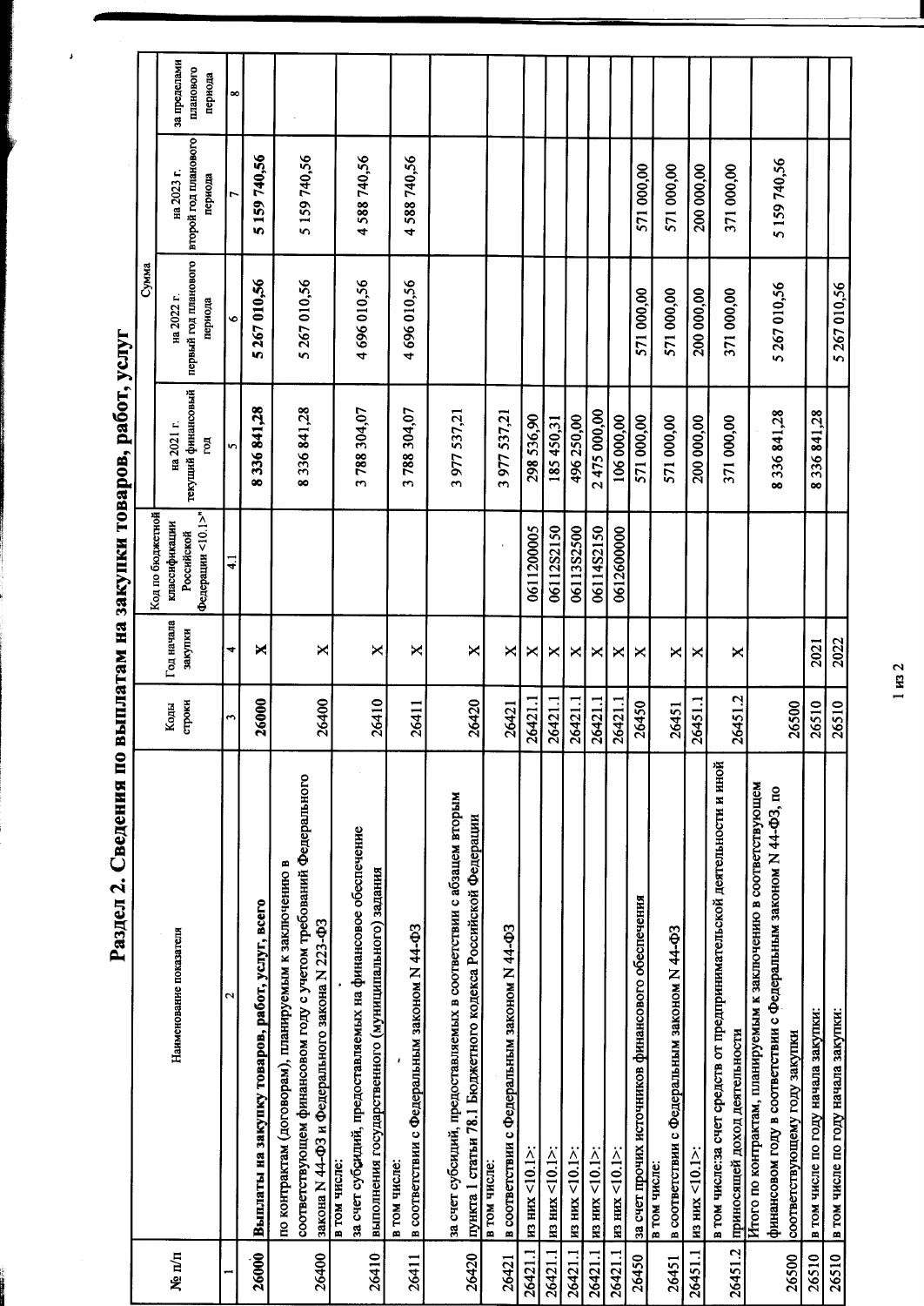# Раздел 2. Сведения по выплатам на закупки товаров, работ, услуг

| № п/п | Наименование показателя | Коды строки | Год начала закупки | Код по бюджетной классификации Российской Федерации <10.1> | Сумма | | | |
|---|---|---|---|---|---|---|---|---|
| | | | | | на 2021 г. текущий финансовый год | на 2022 г. первый год планового периода | на 2023 г. второй год планового периода | за пределами планового периода |
| 1 | 2 | 3 | 4 | 4.1 | 5 | 6 | 7 | 8 |
| 26000 | **Выплаты на закупку товаров, работ, услуг, всего** | **26000** | **Х** | | **8 336 841,28** | **5 267 010,56** | **5 159 740,56** | |
| 26400 | по контрактам (договорам), планируемым к заключению в соответствующем финансовом году с учетом требований Федерального закона N 44-ФЗ и Федерального закона N 223-ФЗ | 26400 | Х | | 8 336 841,28 | 5 267 010,56 | 5 159 740,56 | |
| 26410 | в том числе: за счет субсидий, предоставляемых на финансовое обеспечение выполнения государственного (муниципального) задания | 26410 | Х | | 3 788 304,07 | 4 696 010,56 | 4 588 740,56 | |
| 26411 | в том числе: в соответствии с Федеральным законом N 44-ФЗ | 26411 | Х | | 3 788 304,07 | 4 696 010,56 | 4 588 740,56 | |
| 26420 | за счет субсидий, предоставляемых в соответствии с абзацем вторым пункта 1 статьи 78.1 Бюджетного кодекса Российской Федерации | 26420 | Х | | 3 977 537,21 | | | |
| 26421 | в том числе: в соответствии с Федеральным законом N 44-ФЗ | 26421 | Х | | 3 977 537,21 | | | |
| 26421.1 | из них <10.1>: | 26421.1 | Х | 0611200005 | 298 536,90 | | | |
| 26421.1 | из них <10.1>: | 26421.1 | Х | 06112S2150 | 185 450,31 | | | |
| 26421.1 | из них <10.1>: | 26421.1 | Х | 06113S2500 | 496 250,00 | | | |
| 26421.1 | из них <10.1>: | 26421.1 | Х | 06114S2150 | 2 475 000,00 | | | |
| 26421.1 | из них <10.1>: | 26421.1 | Х | 0612600000 | 106 000,00 | | | |
| 26450 | за счет прочих источников финансового обеспечения | 26450 | Х | | 571 000,00 | 571 000,00 | 571 000,00 | |
| 26451 | в том числе: в соответствии с Федеральным законом N 44-ФЗ | 26451 | Х | | 571 000,00 | 571 000,00 | 571 000,00 | |
| 26451.1 | из них <10.1>: | 26451.1 | Х | | 200 000,00 | 200 000,00 | 200 000,00 | |
| 26451.2 | в том числе:за счет средств от предпринимательской деятельности и иной приносящей доход деятельности | 26451.2 | Х | | 371 000,00 | 371 000,00 | 371 000,00 | |
| 26500 | Итого по контрактам, планируемым к заключению в соответствующем финансовом году в соответствии с Федеральным законом N 44-ФЗ, по соответствующему году закупки | 26500 | | | 8 336 841,28 | 5 267 010,56 | 5 159 740,56 | |
| 26510 | в том числе по году начала закупки: | 26510 | 2021 | | 8 336 841,28 | | | |
| 26510 | в том числе по году начала закупки: | 26510 | 2022 | | | 5 267 010,56 | | |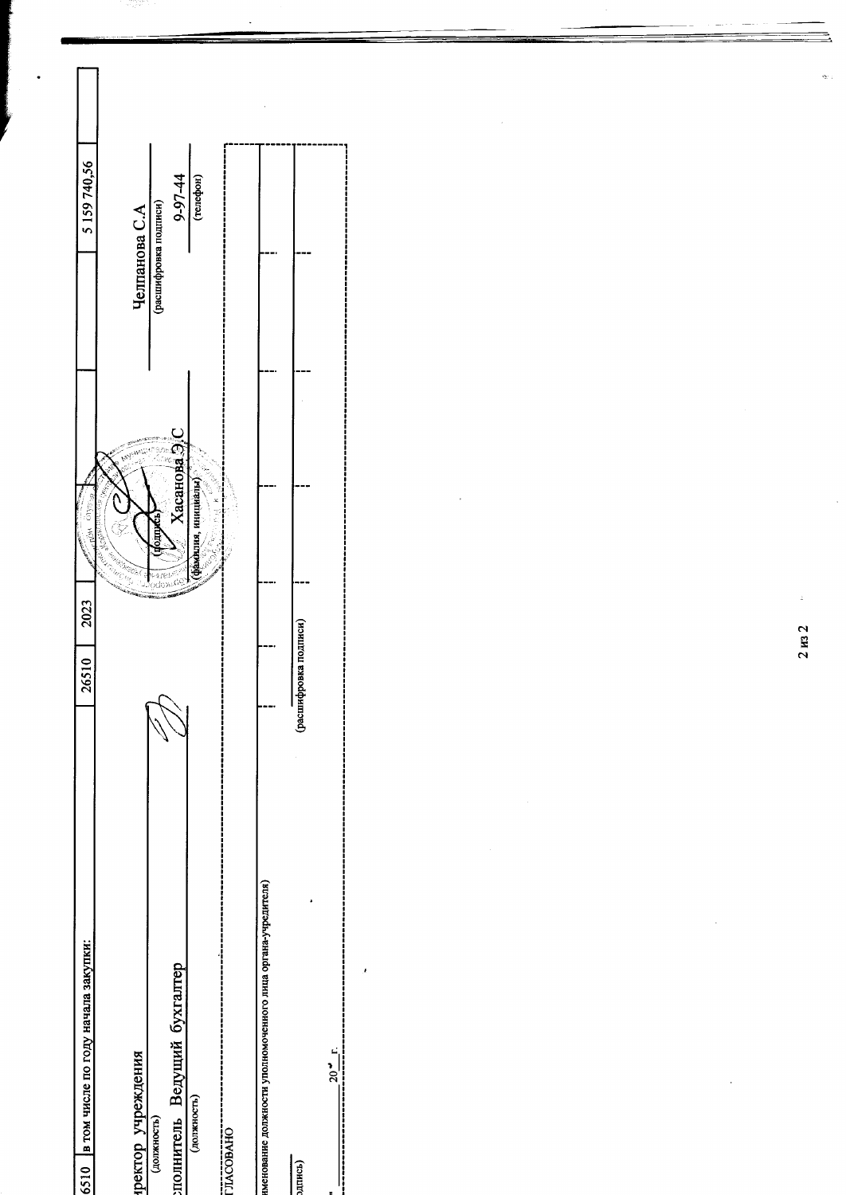| | | | | | | | |
|---|---|---|---|---|---|---|---|
| 6510 | в том числе по году начала закупки: | 26510 | 2023 | | | | 5 159 740,56 |

иректор учреждения
(должность)

(подпись)

Челпанова С.А
(расшифровка подписи)

сполнитель Ведущий бухгалтер
(должность)

Хасанова Э.С
(фамилия, инициалы)

9-97-44
(телефон)

ГЛАСОВАНО

именование должности уполномоченного лица органа-учредителя)

одпись)

(расшифровка подписи)

" ___ " __________ 20__ г.